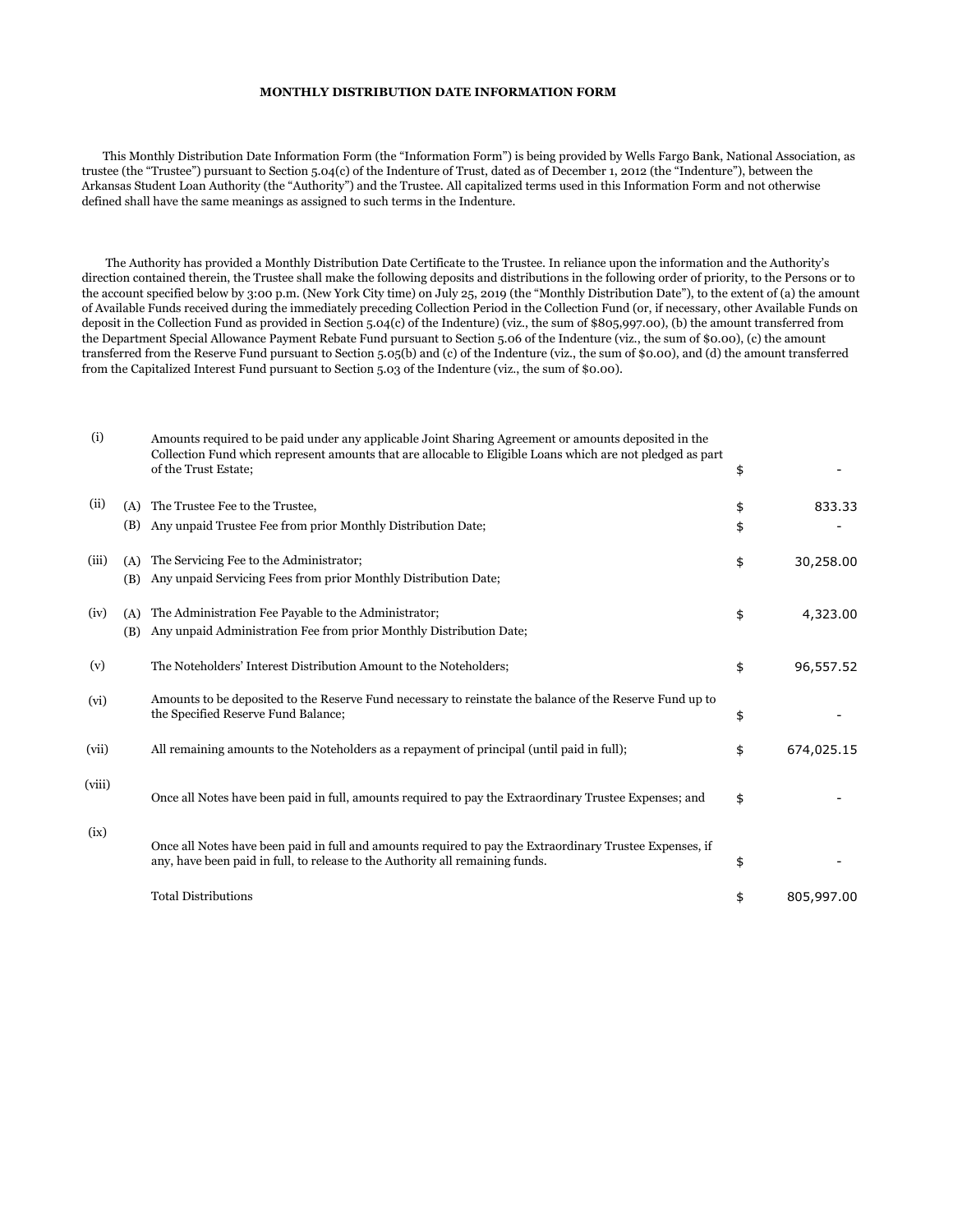# MONTHLY DISTRIBUTION DATE INFORMATION FORM

This Monthly Distribution Date Information Form (the "Information Form") is being provided by Wells Fargo Bank, National Association, as trustee (the "Trustee") pursuant to Section 5.04(c) of the Indenture of Trust, dated as of December 1, 2012 (the "Indenture"), between the Arkansas Student Loan Authority (the "Authority") and the Trustee. All capitalized terms used in this Information Form and not otherwise defined shall have the same meanings as assigned to such terms in the Indenture.

The Authority has provided a Monthly Distribution Date Certificate to the Trustee. In reliance upon the information and the Authority's direction contained therein, the Trustee shall make the following deposits and distributions in the following order of priority, to the Persons or to the account specified below by 3:00 p.m. (New York City time) on July 25, 2019 (the "Monthly Distribution Date"), to the extent of (a) the amount of Available Funds received during the immediately preceding Collection Period in the Collection Fund (or, if necessary, other Available Funds on deposit in the Collection Fund as provided in Section 5.04(c) of the Indenture) (viz., the sum of $805,997.00), (b) the amount transferred from the Department Special Allowance Payment Rebate Fund pursuant to Section 5.06 of the Indenture (viz., the sum of $0.00), (c) the amount transferred from the Reserve Fund pursuant to Section 5.05(b) and (c) of the Indenture (viz., the sum of $0.00), and (d) the amount transferred from the Capitalized Interest Fund pursuant to Section 5.03 of the Indenture (viz., the sum of $0.00).

| | | | | |
|---|---|---|---|---|
| (i) | | Amounts required to be paid under any applicable Joint Sharing Agreement or amounts deposited in the Collection Fund which represent amounts that are allocable to Eligible Loans which are not pledged as part of the Trust Estate; | $ | - |
| (ii) | (A) | The Trustee Fee to the Trustee, | $ | 833.33 |
| | (B) | Any unpaid Trustee Fee from prior Monthly Distribution Date; | $ | - |
| (iii) | (A) | The Servicing Fee to the Administrator; | $ | 30,258.00 |
| | (B) | Any unpaid Servicing Fees from prior Monthly Distribution Date; | | |
| (iv) | (A) | The Administration Fee Payable to the Administrator; | $ | 4,323.00 |
| | (B) | Any unpaid Administration Fee from prior Monthly Distribution Date; | | |
| (v) | | The Noteholders' Interest Distribution Amount to the Noteholders; | $ | 96,557.52 |
| (vi) | | Amounts to be deposited to the Reserve Fund necessary to reinstate the balance of the Reserve Fund up to the Specified Reserve Fund Balance; | $ | - |
| (vii) | | All remaining amounts to the Noteholders as a repayment of principal (until paid in full); | $ | 674,025.15 |
| (viii) | | Once all Notes have been paid in full, amounts required to pay the Extraordinary Trustee Expenses; and | $ | - |
| (ix) | | Once all Notes have been paid in full and amounts required to pay the Extraordinary Trustee Expenses, if any, have been paid in full, to release to the Authority all remaining funds. | $ | - |
| | | Total Distributions | $ | 805,997.00 |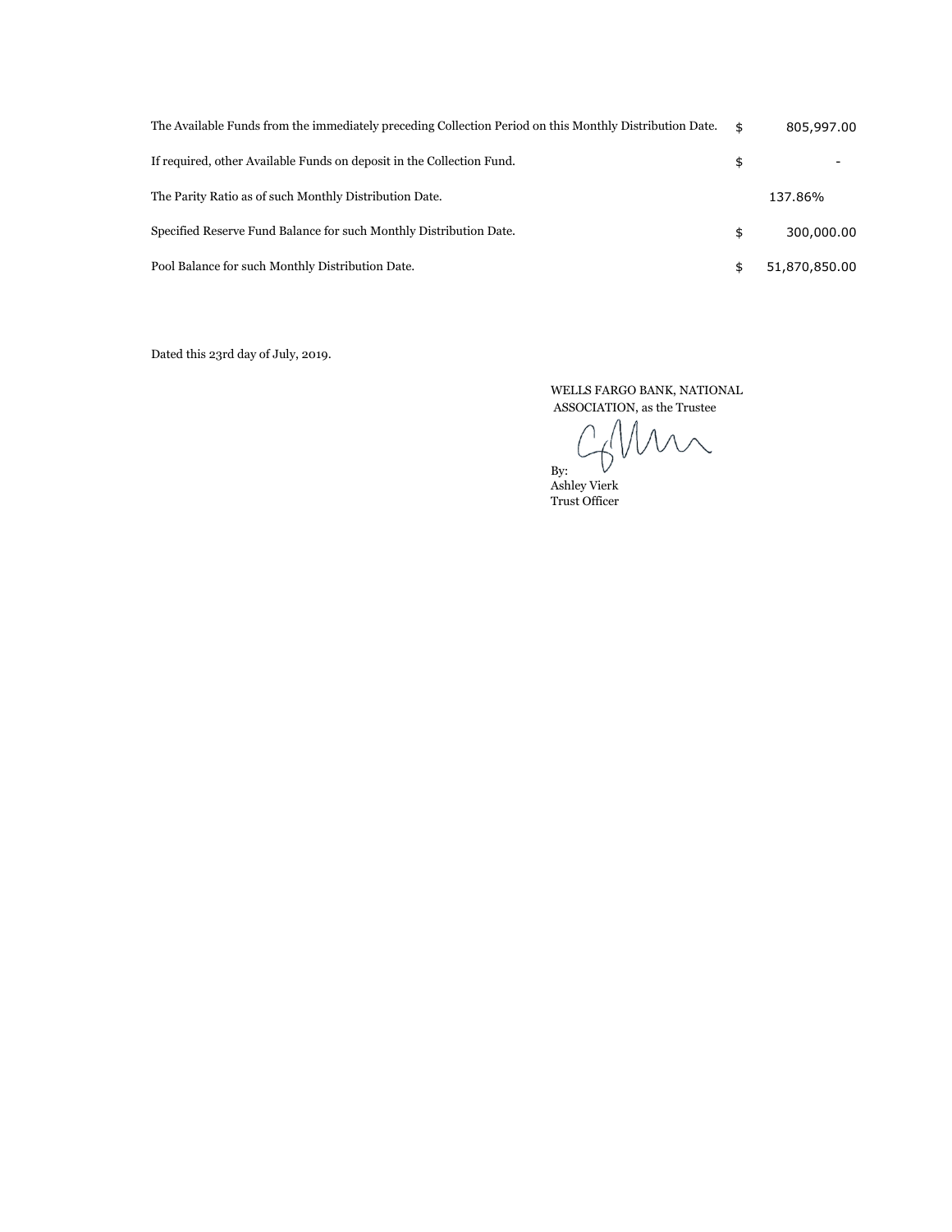| | | |
|---|---|---|
| The Available Funds from the immediately preceding Collection Period on this Monthly Distribution Date. | $ | 805,997.00 |
| If required, other Available Funds on deposit in the Collection Fund. | $ | - |
| The Parity Ratio as of such Monthly Distribution Date. | | 137.86% |
| Specified Reserve Fund Balance for such Monthly Distribution Date. | $ | 300,000.00 |
| Pool Balance for such Monthly Distribution Date. | $ | 51,870,850.00 |

Dated this 23rd day of July, 2019.

WELLS FARGO BANK, NATIONAL ASSOCIATION, as the Trustee

By:
Ashley Vierk
Trust Officer